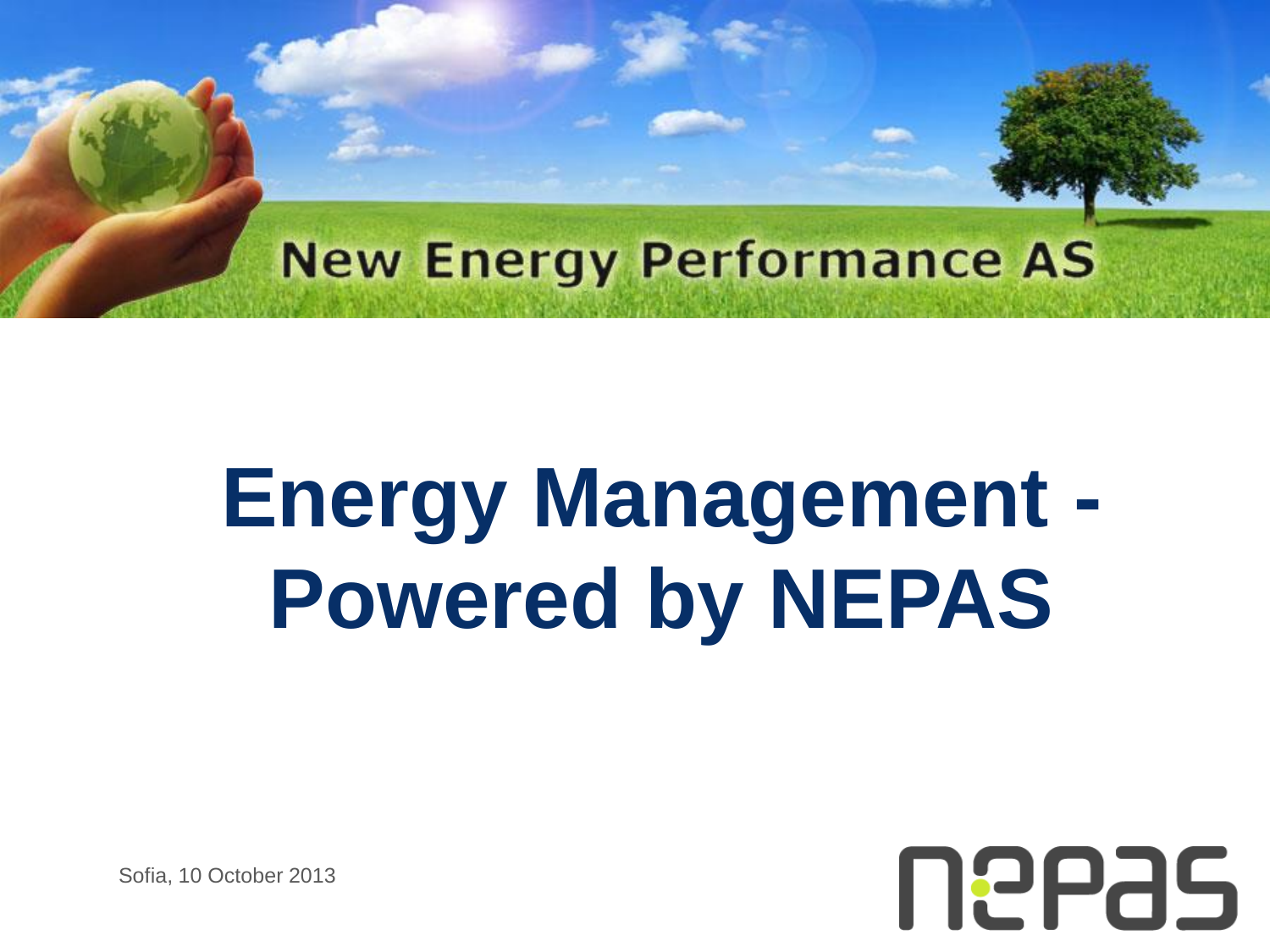New Energy Performance AS

# Energy Management - Powered by NEPAS

Sofia, 10 October 2013

nepas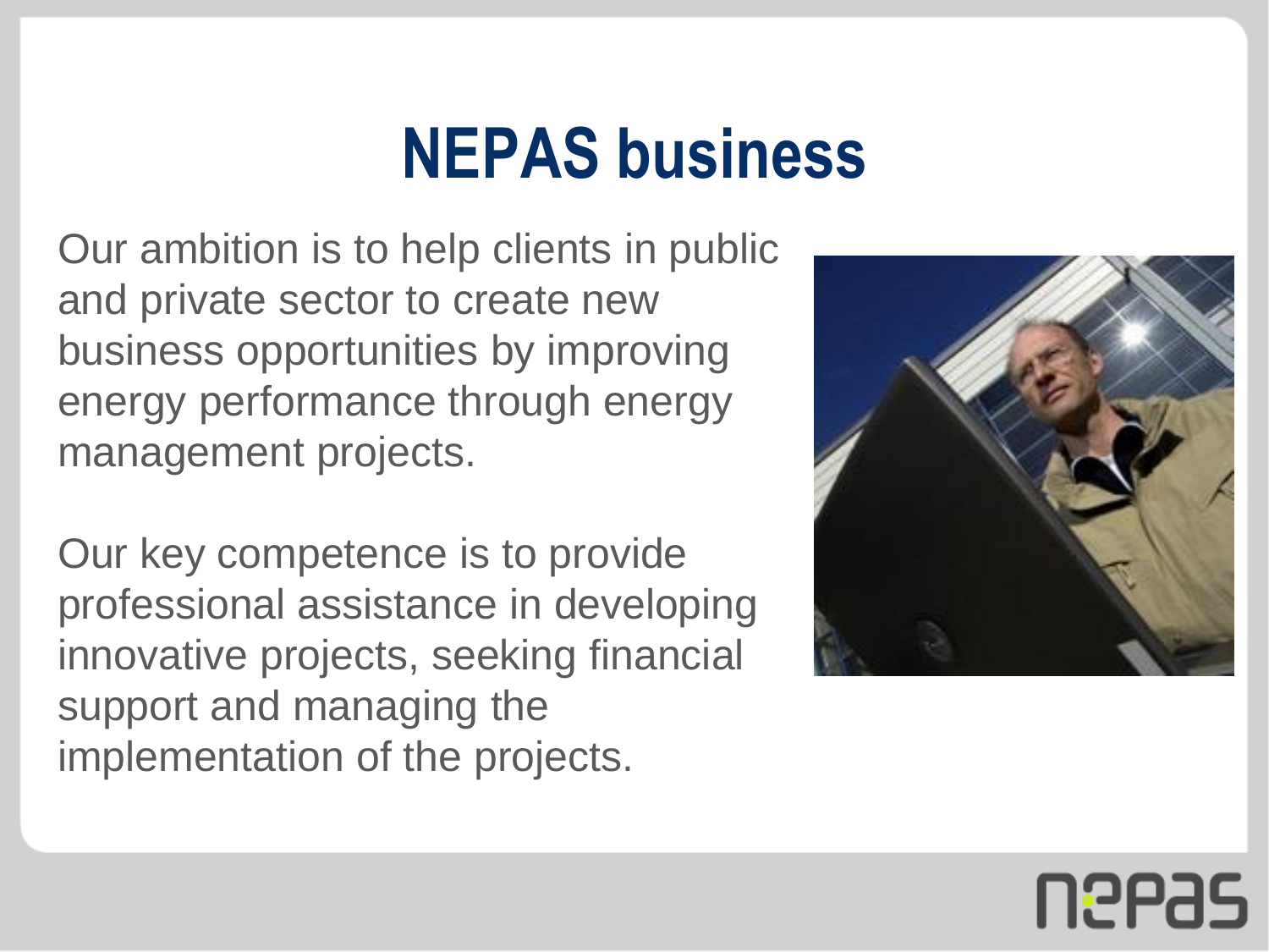# NEPAS business

Our ambition is to help clients in public and private sector to create new business opportunities by improving energy performance through energy management projects.

Our key competence is to provide professional assistance in developing innovative projects, seeking financial support and managing the implementation of the projects.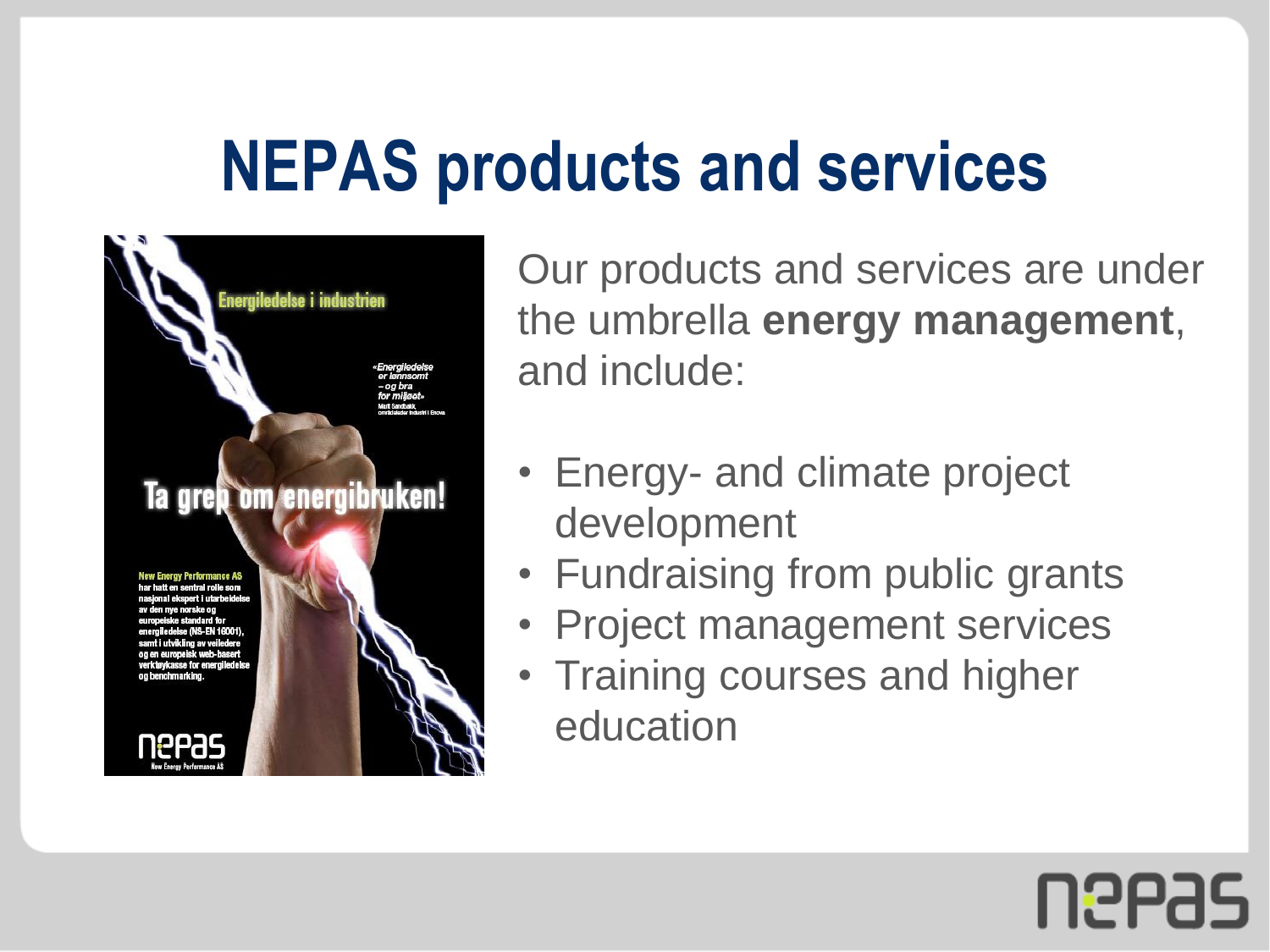# NEPAS products and services

Energiledelse i industrien

«Energiledelse er lønnsomt – og bra for miljøet»
Marit Sandbakk, områdeleder Industri i Enova

Ta grep om energibruken!

**New Energy Performance AS** har hatt en sentral rolle som nasjonal ekspert i utarbeidelse av den nye norske og europeiske standard for energiledelse (NS-EN 16001), samt i utvikling av veiledere og en europeisk web-basert verktøykasse for energiledelse og benchmarking.

nepas
New Energy Performance AS

Our products and services are under the umbrella **energy management**, and include:

- Energy- and climate project development
- Fundraising from public grants
- Project management services
- Training courses and higher education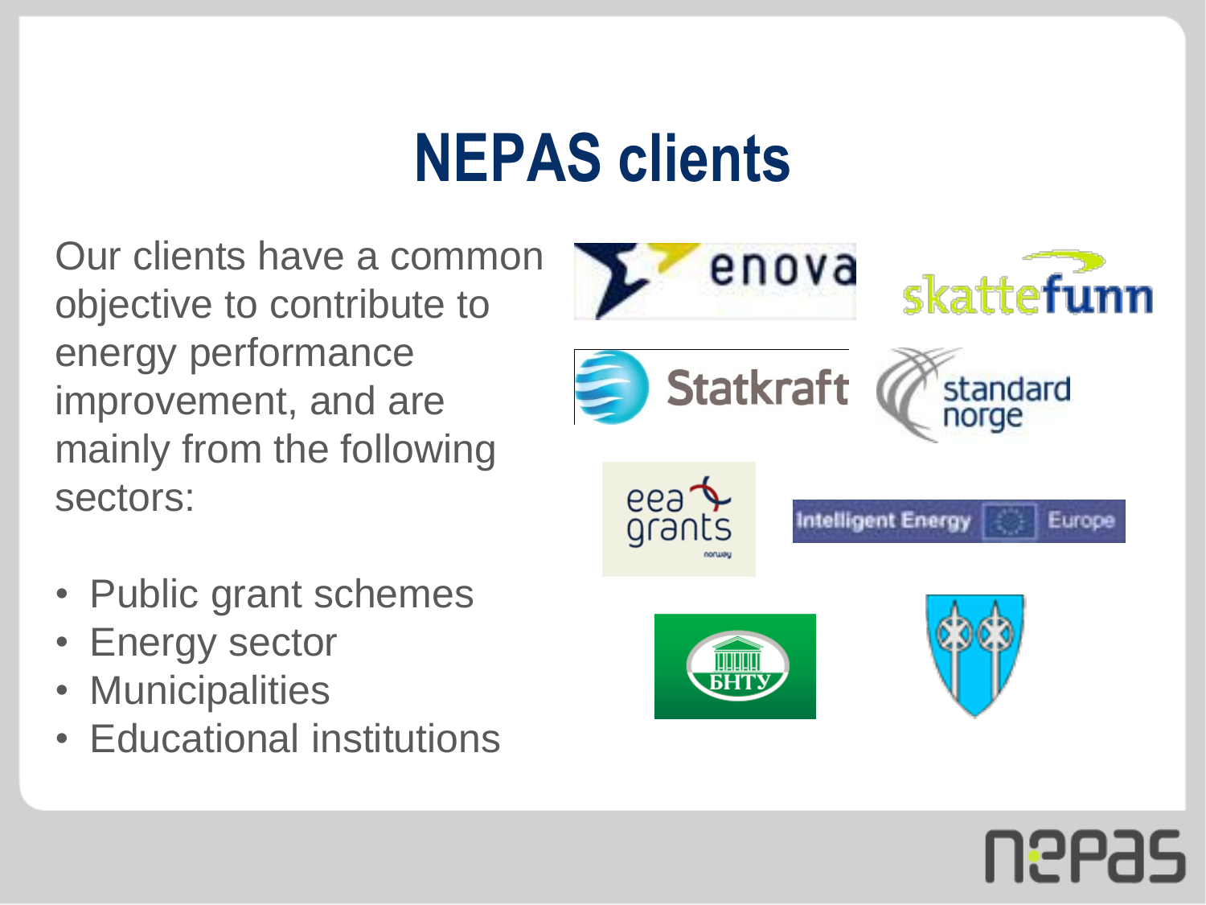# NEPAS clients

Our clients have a common objective to contribute to energy performance improvement, and are mainly from the following sectors:

- Public grant schemes
- Energy sector
- Municipalities
- Educational institutions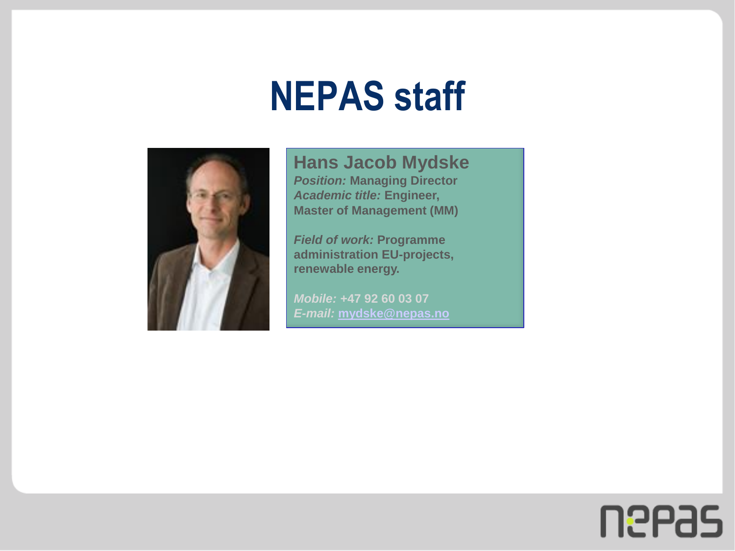# NEPAS staff

**Hans Jacob Mydske**

***Position:*** **Managing Director**

***Academic title:*** **Engineer, Master of Management (MM)**

***Field of work:*** **Programme administration EU-projects, renewable energy.**

***Mobile:*** **+47 92 60 03 07**

***E-mail:*** **mydske@nepas.no**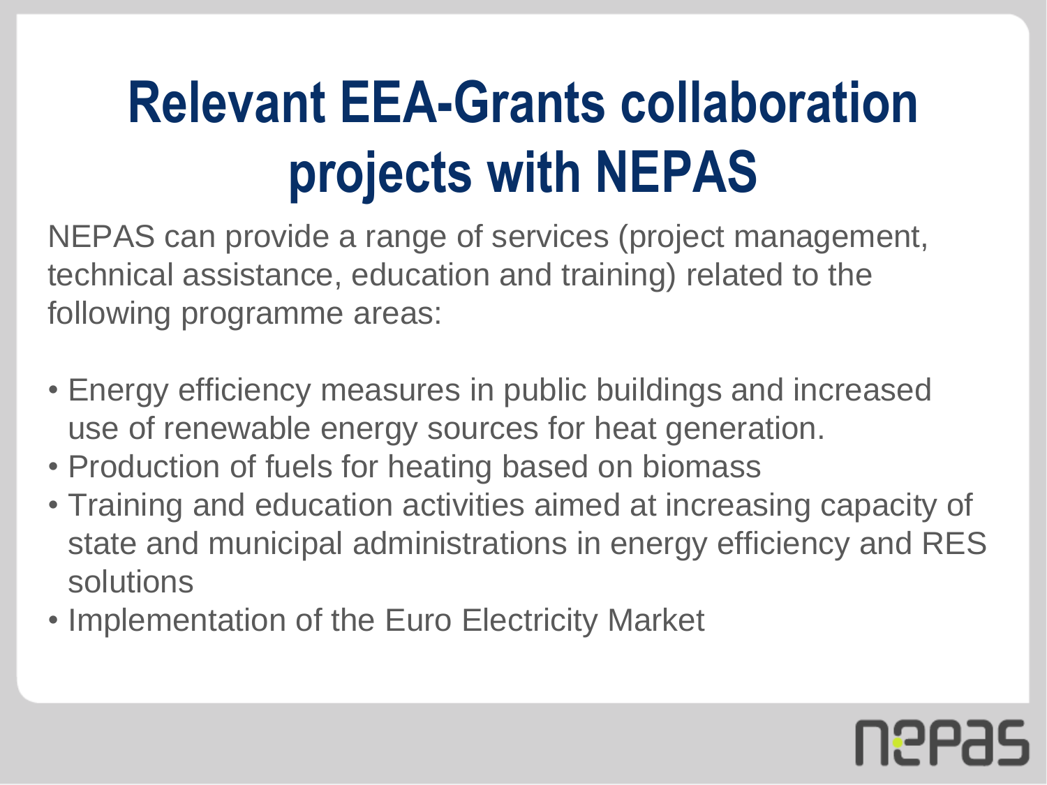# Relevant EEA-Grants collaboration projects with NEPAS

NEPAS can provide a range of services (project management, technical assistance, education and training) related to the following programme areas:

- Energy efficiency measures in public buildings and increased use of renewable energy sources for heat generation.
- Production of fuels for heating based on biomass
- Training and education activities aimed at increasing capacity of state and municipal administrations in energy efficiency and RES solutions
- Implementation of the Euro Electricity Market